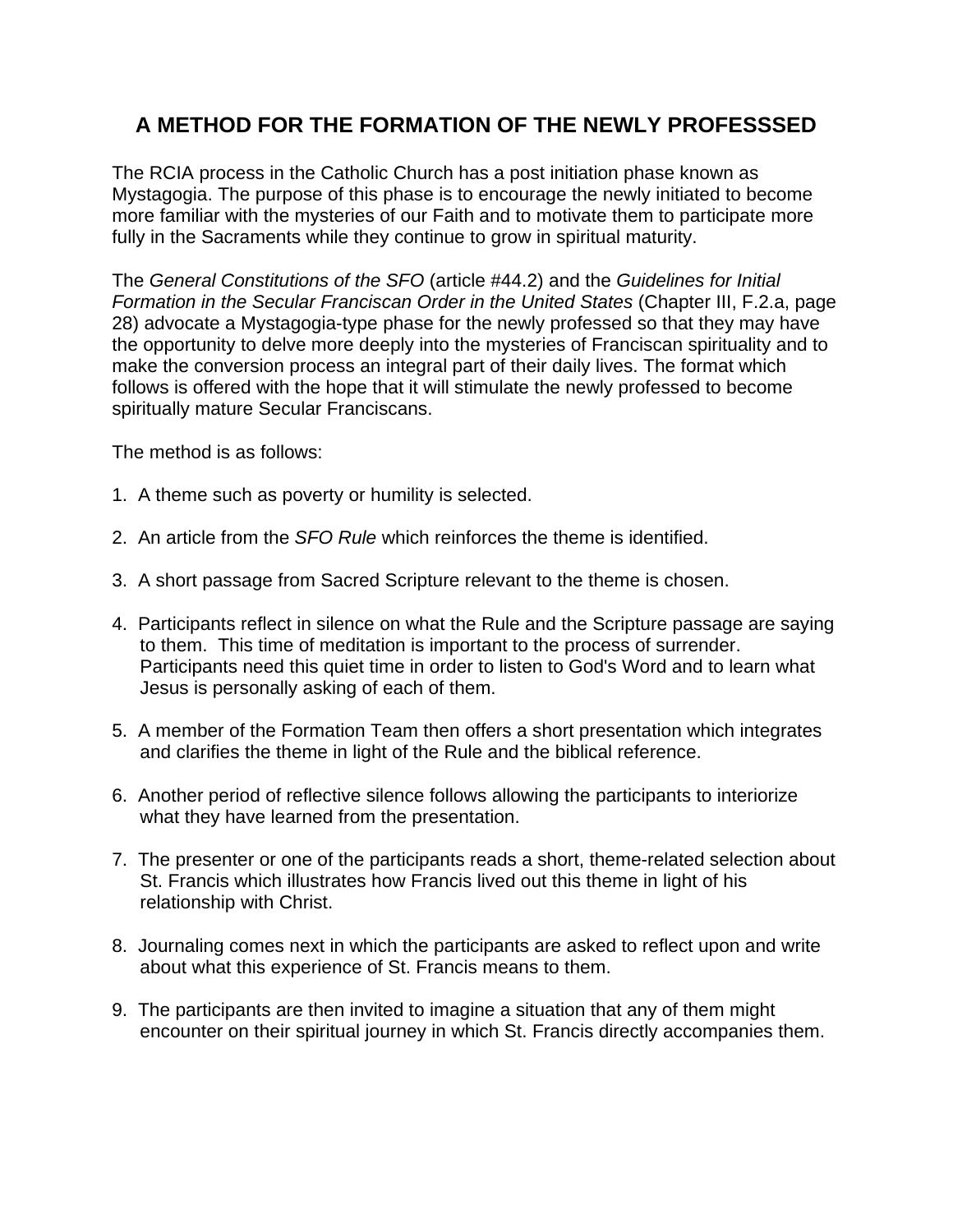# A METHOD FOR THE FORMATION OF THE NEWLY PROFESSSED

The RCIA process in the Catholic Church has a post initiation phase known as Mystagogia. The purpose of this phase is to encourage the newly initiated to become more familiar with the mysteries of our Faith and to motivate them to participate more fully in the Sacraments while they continue to grow in spiritual maturity.

The *General Constitutions of the SFO* (article #44.2) and the *Guidelines for Initial Formation in the Secular Franciscan Order in the United States* (Chapter III, F.2.a, page 28) advocate a Mystagogia-type phase for the newly professed so that they may have the opportunity to delve more deeply into the mysteries of Franciscan spirituality and to make the conversion process an integral part of their daily lives. The format which follows is offered with the hope that it will stimulate the newly professed to become spiritually mature Secular Franciscans.

The method is as follows:

1. A theme such as poverty or humility is selected.

2. An article from the *SFO Rule* which reinforces the theme is identified.

3. A short passage from Sacred Scripture relevant to the theme is chosen.

4. Participants reflect in silence on what the Rule and the Scripture passage are saying to them. This time of meditation is important to the process of surrender. Participants need this quiet time in order to listen to God's Word and to learn what Jesus is personally asking of each of them.

5. A member of the Formation Team then offers a short presentation which integrates and clarifies the theme in light of the Rule and the biblical reference.

6. Another period of reflective silence follows allowing the participants to interiorize what they have learned from the presentation.

7. The presenter or one of the participants reads a short, theme-related selection about St. Francis which illustrates how Francis lived out this theme in light of his relationship with Christ.

8. Journaling comes next in which the participants are asked to reflect upon and write about what this experience of St. Francis means to them.

9. The participants are then invited to imagine a situation that any of them might encounter on their spiritual journey in which St. Francis directly accompanies them.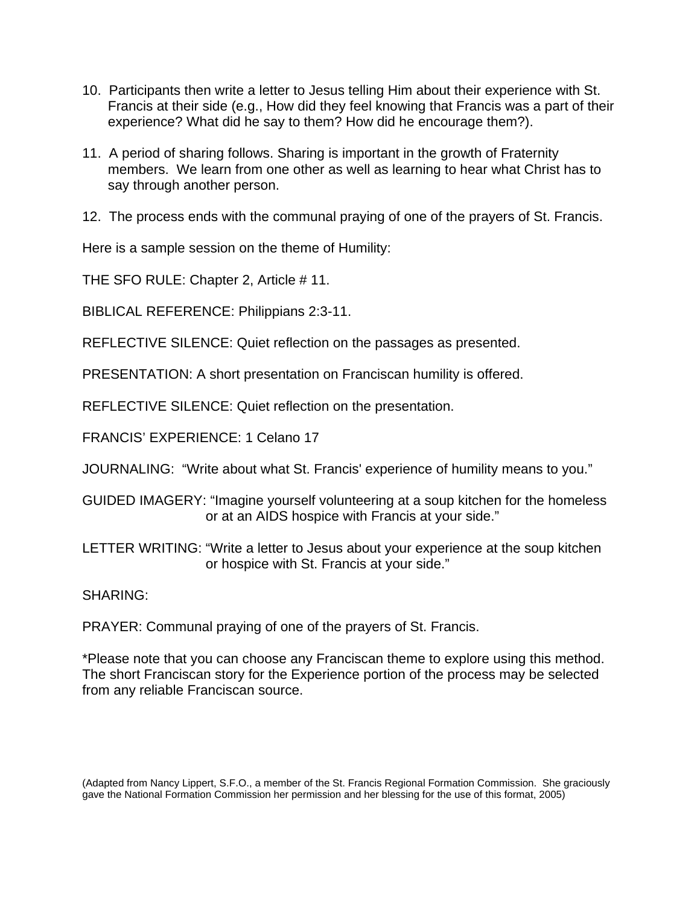10. Participants then write a letter to Jesus telling Him about their experience with St. Francis at their side (e.g., How did they feel knowing that Francis was a part of their experience? What did he say to them? How did he encourage them?).

11. A period of sharing follows. Sharing is important in the growth of Fraternity members. We learn from one other as well as learning to hear what Christ has to say through another person.

12. The process ends with the communal praying of one of the prayers of St. Francis.

Here is a sample session on the theme of Humility:

THE SFO RULE: Chapter 2, Article # 11.

BIBLICAL REFERENCE: Philippians 2:3-11.

REFLECTIVE SILENCE: Quiet reflection on the passages as presented.

PRESENTATION: A short presentation on Franciscan humility is offered.

REFLECTIVE SILENCE: Quiet reflection on the presentation.

FRANCIS' EXPERIENCE: 1 Celano 17

JOURNALING: "Write about what St. Francis' experience of humility means to you."

GUIDED IMAGERY: "Imagine yourself volunteering at a soup kitchen for the homeless or at an AIDS hospice with Francis at your side."

LETTER WRITING: "Write a letter to Jesus about your experience at the soup kitchen or hospice with St. Francis at your side."

SHARING:

PRAYER: Communal praying of one of the prayers of St. Francis.

*Please note that you can choose any Franciscan theme to explore using this method. The short Franciscan story for the Experience portion of the process may be selected from any reliable Franciscan source.

(Adapted from Nancy Lippert, S.F.O., a member of the St. Francis Regional Formation Commission. She graciously gave the National Formation Commission her permission and her blessing for the use of this format, 2005)